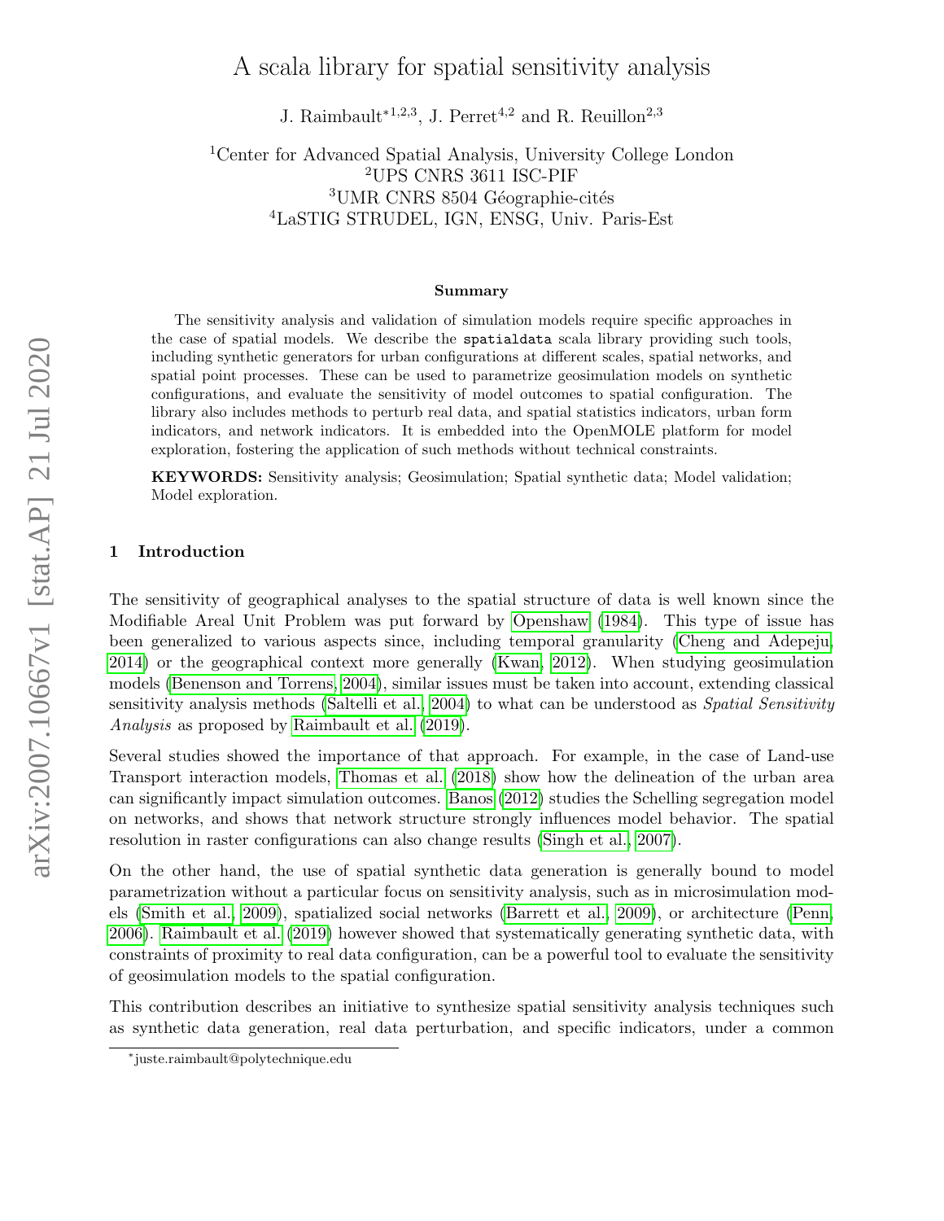# A scala library for spatial sensitivity analysis

J. Raimbault*[1,2,3], J. Perret[4,2] and R. Reuillon[2,3]

[1]Center for Advanced Spatial Analysis, University College London
[2]UPS CNRS 3611 ISC-PIF
[3]UMR CNRS 8504 Géographie-cités
[4]LaSTIG STRUDEL, IGN, ENSG, Univ. Paris-Est

### Summary

The sensitivity analysis and validation of simulation models require specific approaches in the case of spatial models. We describe the `spatialdata` scala library providing such tools, including synthetic generators for urban configurations at different scales, spatial networks, and spatial point processes. These can be used to parametrize geosimulation models on synthetic configurations, and evaluate the sensitivity of model outcomes to spatial configuration. The library also includes methods to perturb real data, and spatial statistics indicators, urban form indicators, and network indicators. It is embedded into the OpenMOLE platform for model exploration, fostering the application of such methods without technical constraints.

**KEYWORDS:** Sensitivity analysis; Geosimulation; Spatial synthetic data; Model validation; Model exploration.

## 1 Introduction

The sensitivity of geographical analyses to the spatial structure of data is well known since the Modifiable Areal Unit Problem was put forward by Openshaw (1984). This type of issue has been generalized to various aspects since, including temporal granularity (Cheng and Adepeju, 2014) or the geographical context more generally (Kwan, 2012). When studying geosimulation models (Benenson and Torrens, 2004), similar issues must be taken into account, extending classical sensitivity analysis methods (Saltelli et al., 2004) to what can be understood as *Spatial Sensitivity Analysis* as proposed by Raimbault et al. (2019).

Several studies showed the importance of that approach. For example, in the case of Land-use Transport interaction models, Thomas et al. (2018) show how the delineation of the urban area can significantly impact simulation outcomes. Banos (2012) studies the Schelling segregation model on networks, and shows that network structure strongly influences model behavior. The spatial resolution in raster configurations can also change results (Singh et al., 2007).

On the other hand, the use of spatial synthetic data generation is generally bound to model parametrization without a particular focus on sensitivity analysis, such as in microsimulation models (Smith et al., 2009), spatialized social networks (Barrett et al., 2009), or architecture (Penn, 2006). Raimbault et al. (2019) however showed that systematically generating synthetic data, with constraints of proximity to real data configuration, can be a powerful tool to evaluate the sensitivity of geosimulation models to the spatial configuration.

This contribution describes an initiative to synthesize spatial sensitivity analysis techniques such as synthetic data generation, real data perturbation, and specific indicators, under a common

*juste.raimbault@polytechnique.edu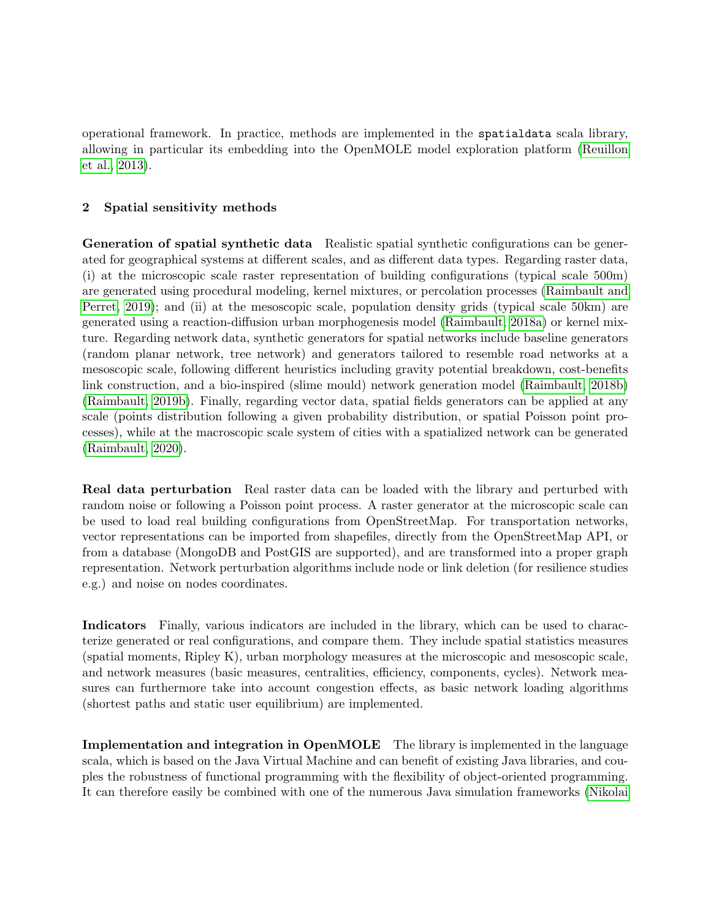operational framework. In practice, methods are implemented in the `spatialdata` scala library, allowing in particular its embedding into the OpenMOLE model exploration platform (Reuillon et al., 2013).

## 2 Spatial sensitivity methods

**Generation of spatial synthetic data** Realistic spatial synthetic configurations can be generated for geographical systems at different scales, and as different data types. Regarding raster data, (i) at the microscopic scale raster representation of building configurations (typical scale 500m) are generated using procedural modeling, kernel mixtures, or percolation processes (Raimbault and Perret, 2019); and (ii) at the mesoscopic scale, population density grids (typical scale 50km) are generated using a reaction-diffusion urban morphogenesis model (Raimbault, 2018a) or kernel mixture. Regarding network data, synthetic generators for spatial networks include baseline generators (random planar network, tree network) and generators tailored to resemble road networks at a mesoscopic scale, following different heuristics including gravity potential breakdown, cost-benefits link construction, and a bio-inspired (slime mould) network generation model (Raimbault, 2018b) (Raimbault, 2019b). Finally, regarding vector data, spatial fields generators can be applied at any scale (points distribution following a given probability distribution, or spatial Poisson point processes), while at the macroscopic scale system of cities with a spatialized network can be generated (Raimbault, 2020).

**Real data perturbation** Real raster data can be loaded with the library and perturbed with random noise or following a Poisson point process. A raster generator at the microscopic scale can be used to load real building configurations from OpenStreetMap. For transportation networks, vector representations can be imported from shapefiles, directly from the OpenStreetMap API, or from a database (MongoDB and PostGIS are supported), and are transformed into a proper graph representation. Network perturbation algorithms include node or link deletion (for resilience studies e.g.) and noise on nodes coordinates.

**Indicators** Finally, various indicators are included in the library, which can be used to characterize generated or real configurations, and compare them. They include spatial statistics measures (spatial moments, Ripley K), urban morphology measures at the microscopic and mesoscopic scale, and network measures (basic measures, centralities, efficiency, components, cycles). Network measures can furthermore take into account congestion effects, as basic network loading algorithms (shortest paths and static user equilibrium) are implemented.

**Implementation and integration in OpenMOLE** The library is implemented in the language scala, which is based on the Java Virtual Machine and can benefit of existing Java libraries, and couples the robustness of functional programming with the flexibility of object-oriented programming. It can therefore easily be combined with one of the numerous Java simulation frameworks (Nikolai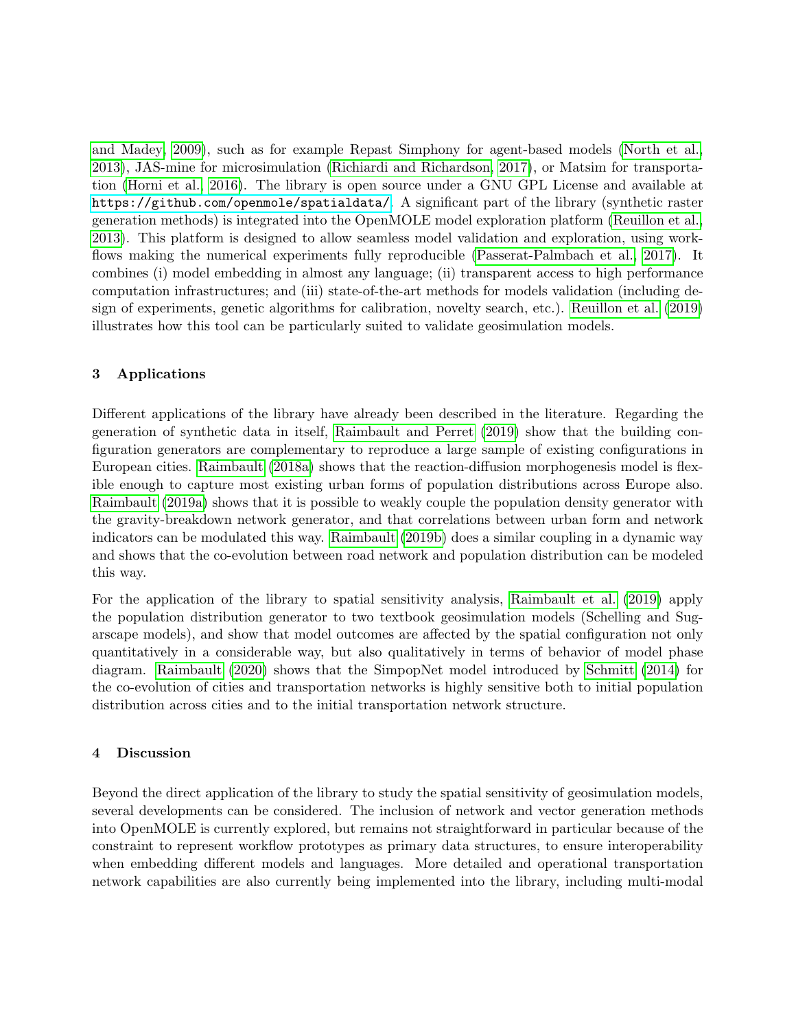and Madey, 2009), such as for example Repast Simphony for agent-based models (North et al., 2013), JAS-mine for microsimulation (Richiardi and Richardson, 2017), or Matsim for transportation (Horni et al., 2016). The library is open source under a GNU GPL License and available at https://github.com/openmole/spatialdata/. A significant part of the library (synthetic raster generation methods) is integrated into the OpenMOLE model exploration platform (Reuillon et al., 2013). This platform is designed to allow seamless model validation and exploration, using workflows making the numerical experiments fully reproducible (Passerat-Palmbach et al., 2017). It combines (i) model embedding in almost any language; (ii) transparent access to high performance computation infrastructures; and (iii) state-of-the-art methods for models validation (including design of experiments, genetic algorithms for calibration, novelty search, etc.). Reuillon et al. (2019) illustrates how this tool can be particularly suited to validate geosimulation models.

## 3 Applications

Different applications of the library have already been described in the literature. Regarding the generation of synthetic data in itself, Raimbault and Perret (2019) show that the building configuration generators are complementary to reproduce a large sample of existing configurations in European cities. Raimbault (2018a) shows that the reaction-diffusion morphogenesis model is flexible enough to capture most existing urban forms of population distributions across Europe also. Raimbault (2019a) shows that it is possible to weakly couple the population density generator with the gravity-breakdown network generator, and that correlations between urban form and network indicators can be modulated this way. Raimbault (2019b) does a similar coupling in a dynamic way and shows that the co-evolution between road network and population distribution can be modeled this way.

For the application of the library to spatial sensitivity analysis, Raimbault et al. (2019) apply the population distribution generator to two textbook geosimulation models (Schelling and Sugarscape models), and show that model outcomes are affected by the spatial configuration not only quantitatively in a considerable way, but also qualitatively in terms of behavior of model phase diagram. Raimbault (2020) shows that the SimpopNet model introduced by Schmitt (2014) for the co-evolution of cities and transportation networks is highly sensitive both to initial population distribution across cities and to the initial transportation network structure.

## 4 Discussion

Beyond the direct application of the library to study the spatial sensitivity of geosimulation models, several developments can be considered. The inclusion of network and vector generation methods into OpenMOLE is currently explored, but remains not straightforward in particular because of the constraint to represent workflow prototypes as primary data structures, to ensure interoperability when embedding different models and languages. More detailed and operational transportation network capabilities are also currently being implemented into the library, including multi-modal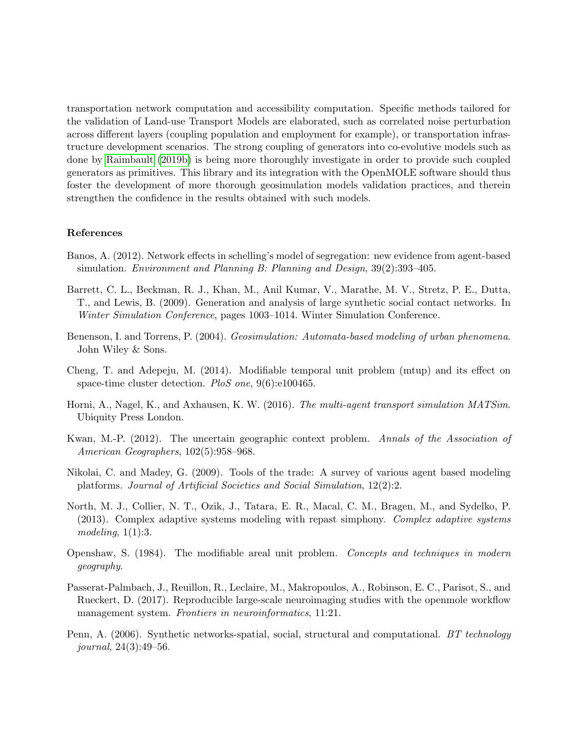transportation network computation and accessibility computation. Specific methods tailored for the validation of Land-use Transport Models are elaborated, such as correlated noise perturbation across different layers (coupling population and employment for example), or transportation infrastructure development scenarios. The strong coupling of generators into co-evolutive models such as done by Raimbault (2019b) is being more thoroughly investigate in order to provide such coupled generators as primitives. This library and its integration with the OpenMOLE software should thus foster the development of more thorough geosimulation models validation practices, and therein strengthen the confidence in the results obtained with such models.

### References

Banos, A. (2012). Network effects in schelling's model of segregation: new evidence from agent-based simulation. *Environment and Planning B: Planning and Design*, 39(2):393–405.

Barrett, C. L., Beckman, R. J., Khan, M., Anil Kumar, V., Marathe, M. V., Stretz, P. E., Dutta, T., and Lewis, B. (2009). Generation and analysis of large synthetic social contact networks. In *Winter Simulation Conference*, pages 1003–1014. Winter Simulation Conference.

Benenson, I. and Torrens, P. (2004). *Geosimulation: Automata-based modeling of urban phenomena*. John Wiley & Sons.

Cheng, T. and Adepeju, M. (2014). Modifiable temporal unit problem (mtup) and its effect on space-time cluster detection. *PloS one*, 9(6):e100465.

Horni, A., Nagel, K., and Axhausen, K. W. (2016). *The multi-agent transport simulation MATSim*. Ubiquity Press London.

Kwan, M.-P. (2012). The uncertain geographic context problem. *Annals of the Association of American Geographers*, 102(5):958–968.

Nikolai, C. and Madey, G. (2009). Tools of the trade: A survey of various agent based modeling platforms. *Journal of Artificial Societies and Social Simulation*, 12(2):2.

North, M. J., Collier, N. T., Ozik, J., Tatara, E. R., Macal, C. M., Bragen, M., and Sydelko, P. (2013). Complex adaptive systems modeling with repast simphony. *Complex adaptive systems modeling*, 1(1):3.

Openshaw, S. (1984). The modifiable areal unit problem. *Concepts and techniques in modern geography*.

Passerat-Palmbach, J., Reuillon, R., Leclaire, M., Makropoulos, A., Robinson, E. C., Parisot, S., and Rueckert, D. (2017). Reproducible large-scale neuroimaging studies with the openmole workflow management system. *Frontiers in neuroinformatics*, 11:21.

Penn, A. (2006). Synthetic networks-spatial, social, structural and computational. *BT technology journal*, 24(3):49–56.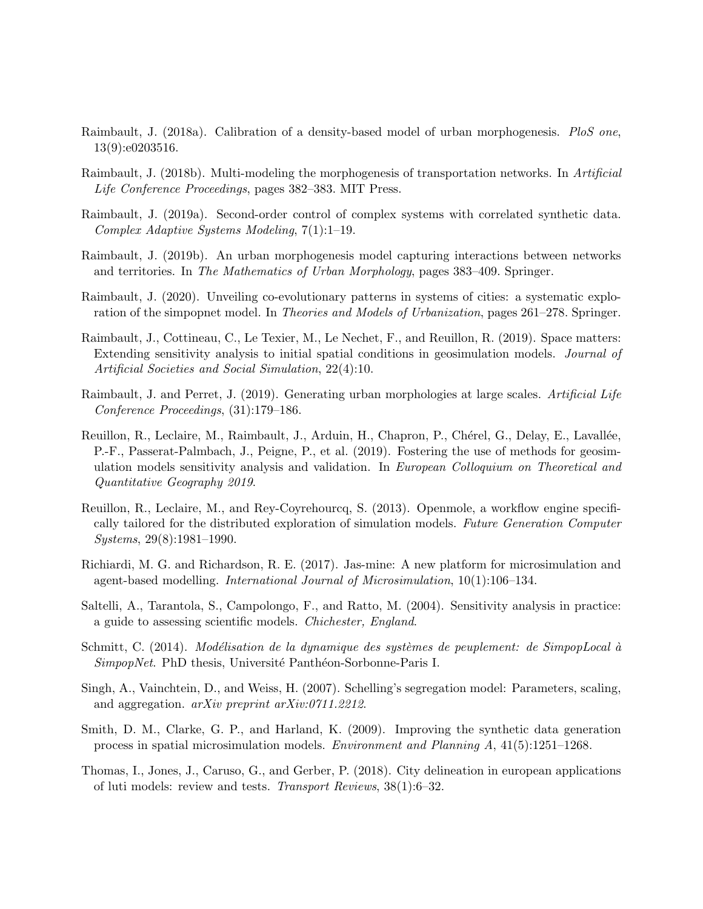Raimbault, J. (2018a). Calibration of a density-based model of urban morphogenesis. *PloS one*, 13(9):e0203516.

Raimbault, J. (2018b). Multi-modeling the morphogenesis of transportation networks. In *Artificial Life Conference Proceedings*, pages 382–383. MIT Press.

Raimbault, J. (2019a). Second-order control of complex systems with correlated synthetic data. *Complex Adaptive Systems Modeling*, 7(1):1–19.

Raimbault, J. (2019b). An urban morphogenesis model capturing interactions between networks and territories. In *The Mathematics of Urban Morphology*, pages 383–409. Springer.

Raimbault, J. (2020). Unveiling co-evolutionary patterns in systems of cities: a systematic exploration of the simpopnet model. In *Theories and Models of Urbanization*, pages 261–278. Springer.

Raimbault, J., Cottineau, C., Le Texier, M., Le Nechet, F., and Reuillon, R. (2019). Space matters: Extending sensitivity analysis to initial spatial conditions in geosimulation models. *Journal of Artificial Societies and Social Simulation*, 22(4):10.

Raimbault, J. and Perret, J. (2019). Generating urban morphologies at large scales. *Artificial Life Conference Proceedings*, (31):179–186.

Reuillon, R., Leclaire, M., Raimbault, J., Arduin, H., Chapron, P., Chérel, G., Delay, E., Lavallée, P.-F., Passerat-Palmbach, J., Peigne, P., et al. (2019). Fostering the use of methods for geosimulation models sensitivity analysis and validation. In *European Colloquium on Theoretical and Quantitative Geography 2019*.

Reuillon, R., Leclaire, M., and Rey-Coyrehourcq, S. (2013). Openmole, a workflow engine specifically tailored for the distributed exploration of simulation models. *Future Generation Computer Systems*, 29(8):1981–1990.

Richiardi, M. G. and Richardson, R. E. (2017). Jas-mine: A new platform for microsimulation and agent-based modelling. *International Journal of Microsimulation*, 10(1):106–134.

Saltelli, A., Tarantola, S., Campolongo, F., and Ratto, M. (2004). Sensitivity analysis in practice: a guide to assessing scientific models. *Chichester, England*.

Schmitt, C. (2014). *Modélisation de la dynamique des systèmes de peuplement: de SimpopLocal à SimpopNet*. PhD thesis, Université Panthéon-Sorbonne-Paris I.

Singh, A., Vainchtein, D., and Weiss, H. (2007). Schelling's segregation model: Parameters, scaling, and aggregation. *arXiv preprint arXiv:0711.2212*.

Smith, D. M., Clarke, G. P., and Harland, K. (2009). Improving the synthetic data generation process in spatial microsimulation models. *Environment and Planning A*, 41(5):1251–1268.

Thomas, I., Jones, J., Caruso, G., and Gerber, P. (2018). City delineation in european applications of luti models: review and tests. *Transport Reviews*, 38(1):6–32.